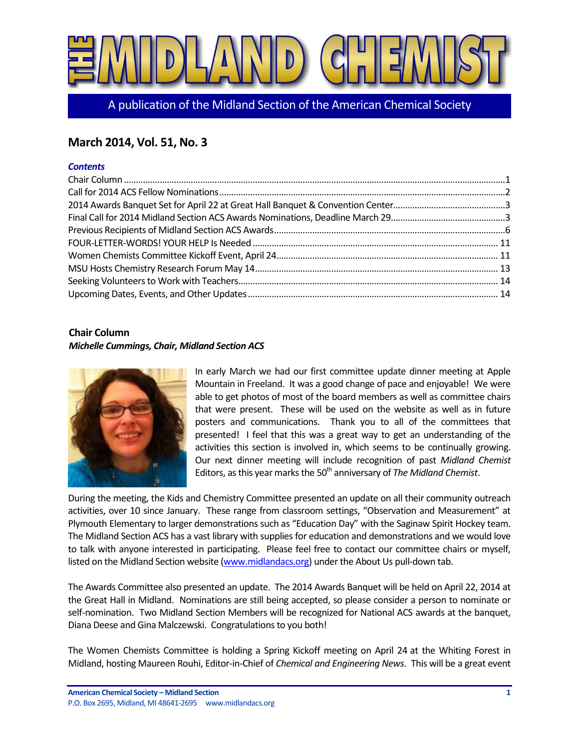# THE MIDLAND CHEMIST

A publication of the Midland Section of the American Chemical Society

## March 2014, Vol. 51, No. 3

***Contents***

Chair Column ....................................................................................................1
Call for 2014 ACS Fellow Nominations ....................................................................................................2
2014 Awards Banquet Set for April 22 at Great Hall Banquet & Convention Center....................................3
Final Call for 2014 Midland Section ACS Awards Nominations, Deadline March 29....................................3
Previous Recipients of Midland Section ACS Awards....................................................................................................6
FOUR-LETTER-WORDS! YOUR HELP Is Needed .................................................................................................... 11
Women Chemists Committee Kickoff Event, April 24.................................................................................................... 11
MSU Hosts Chemistry Research Forum May 14.................................................................................................... 13
Seeking Volunteers to Work with Teachers.................................................................................................... 14
Upcoming Dates, Events, and Other Updates .................................................................................................... 14

### Chair Column

***Michelle Cummings, Chair, Midland Section ACS***

In early March we had our first committee update dinner meeting at Apple Mountain in Freeland. It was a good change of pace and enjoyable! We were able to get photos of most of the board members as well as committee chairs that were present. These will be used on the website as well as in future posters and communications. Thank you to all of the committees that presented! I feel that this was a great way to get an understanding of the activities this section is involved in, which seems to be continually growing. Our next dinner meeting will include recognition of past *Midland Chemist* Editors, as this year marks the 50th anniversary of *The Midland Chemist*.

During the meeting, the Kids and Chemistry Committee presented an update on all their community outreach activities, over 10 since January. These range from classroom settings, "Observation and Measurement" at Plymouth Elementary to larger demonstrations such as "Education Day" with the Saginaw Spirit Hockey team. The Midland Section ACS has a vast library with supplies for education and demonstrations and we would love to talk with anyone interested in participating. Please feel free to contact our committee chairs or myself, listed on the Midland Section website (www.midlandacs.org) under the About Us pull-down tab.

The Awards Committee also presented an update. The 2014 Awards Banquet will be held on April 22, 2014 at the Great Hall in Midland. Nominations are still being accepted, so please consider a person to nominate or self-nomination. Two Midland Section Members will be recognized for National ACS awards at the banquet, Diana Deese and Gina Malczewski. Congratulations to you both!

The Women Chemists Committee is holding a Spring Kickoff meeting on April 24 at the Whiting Forest in Midland, hosting Maureen Rouhi, Editor-in-Chief of *Chemical and Engineering News*. This will be a great event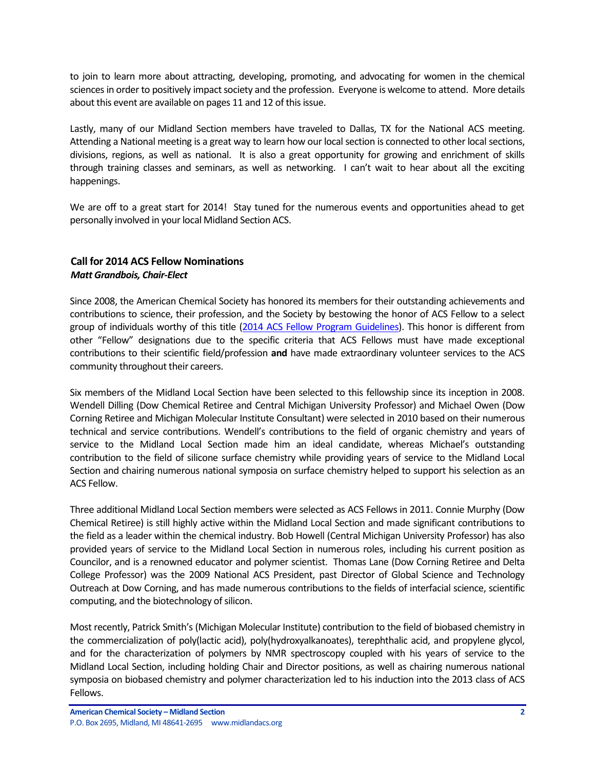to join to learn more about attracting, developing, promoting, and advocating for women in the chemical sciences in order to positively impact society and the profession. Everyone is welcome to attend. More details about this event are available on pages 11 and 12 of this issue.

Lastly, many of our Midland Section members have traveled to Dallas, TX for the National ACS meeting. Attending a National meeting is a great way to learn how our local section is connected to other local sections, divisions, regions, as well as national. It is also a great opportunity for growing and enrichment of skills through training classes and seminars, as well as networking. I can't wait to hear about all the exciting happenings.

We are off to a great start for 2014! Stay tuned for the numerous events and opportunities ahead to get personally involved in your local Midland Section ACS.

## Call for 2014 ACS Fellow Nominations

***Matt Grandbois, Chair-Elect***

Since 2008, the American Chemical Society has honored its members for their outstanding achievements and contributions to science, their profession, and the Society by bestowing the honor of ACS Fellow to a select group of individuals worthy of this title (2014 ACS Fellow Program Guidelines). This honor is different from other "Fellow" designations due to the specific criteria that ACS Fellows must have made exceptional contributions to their scientific field/profession **and** have made extraordinary volunteer services to the ACS community throughout their careers.

Six members of the Midland Local Section have been selected to this fellowship since its inception in 2008. Wendell Dilling (Dow Chemical Retiree and Central Michigan University Professor) and Michael Owen (Dow Corning Retiree and Michigan Molecular Institute Consultant) were selected in 2010 based on their numerous technical and service contributions. Wendell's contributions to the field of organic chemistry and years of service to the Midland Local Section made him an ideal candidate, whereas Michael's outstanding contribution to the field of silicone surface chemistry while providing years of service to the Midland Local Section and chairing numerous national symposia on surface chemistry helped to support his selection as an ACS Fellow.

Three additional Midland Local Section members were selected as ACS Fellows in 2011. Connie Murphy (Dow Chemical Retiree) is still highly active within the Midland Local Section and made significant contributions to the field as a leader within the chemical industry. Bob Howell (Central Michigan University Professor) has also provided years of service to the Midland Local Section in numerous roles, including his current position as Councilor, and is a renowned educator and polymer scientist. Thomas Lane (Dow Corning Retiree and Delta College Professor) was the 2009 National ACS President, past Director of Global Science and Technology Outreach at Dow Corning, and has made numerous contributions to the fields of interfacial science, scientific computing, and the biotechnology of silicon.

Most recently, Patrick Smith's (Michigan Molecular Institute) contribution to the field of biobased chemistry in the commercialization of poly(lactic acid), poly(hydroxyalkanoates), terephthalic acid, and propylene glycol, and for the characterization of polymers by NMR spectroscopy coupled with his years of service to the Midland Local Section, including holding Chair and Director positions, as well as chairing numerous national symposia on biobased chemistry and polymer characterization led to his induction into the 2013 class of ACS Fellows.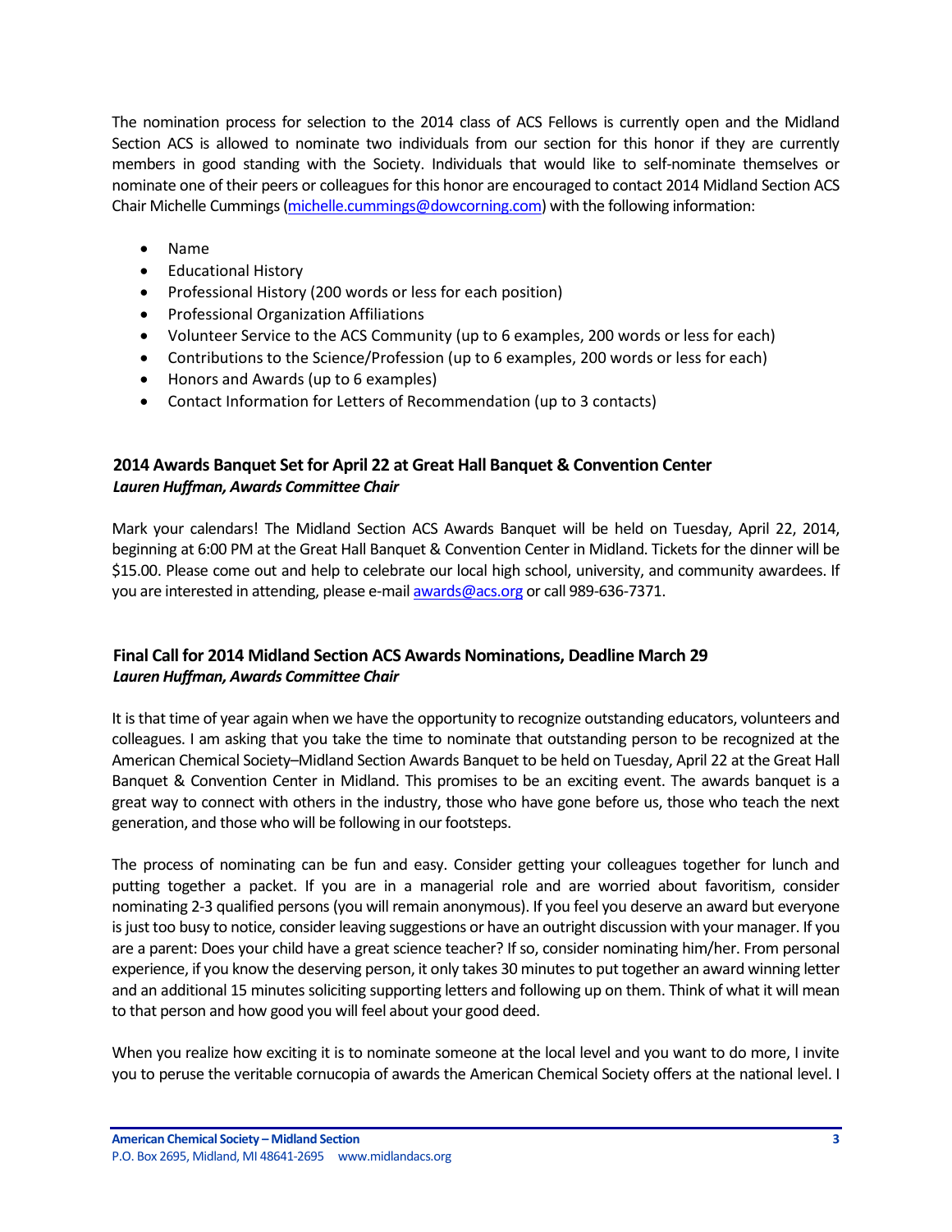The nomination process for selection to the 2014 class of ACS Fellows is currently open and the Midland Section ACS is allowed to nominate two individuals from our section for this honor if they are currently members in good standing with the Society. Individuals that would like to self-nominate themselves or nominate one of their peers or colleagues for this honor are encouraged to contact 2014 Midland Section ACS Chair Michelle Cummings (michelle.cummings@dowcorning.com) with the following information:

- Name
- Educational History
- Professional History (200 words or less for each position)
- Professional Organization Affiliations
- Volunteer Service to the ACS Community (up to 6 examples, 200 words or less for each)
- Contributions to the Science/Profession (up to 6 examples, 200 words or less for each)
- Honors and Awards (up to 6 examples)
- Contact Information for Letters of Recommendation (up to 3 contacts)

## 2014 Awards Banquet Set for April 22 at Great Hall Banquet & Convention Center

***Lauren Huffman, Awards Committee Chair***

Mark your calendars! The Midland Section ACS Awards Banquet will be held on Tuesday, April 22, 2014, beginning at 6:00 PM at the Great Hall Banquet & Convention Center in Midland. Tickets for the dinner will be $15.00. Please come out and help to celebrate our local high school, university, and community awardees. If you are interested in attending, please e-mail awards@acs.org or call 989-636-7371.

## Final Call for 2014 Midland Section ACS Awards Nominations, Deadline March 29

***Lauren Huffman, Awards Committee Chair***

It is that time of year again when we have the opportunity to recognize outstanding educators, volunteers and colleagues. I am asking that you take the time to nominate that outstanding person to be recognized at the American Chemical Society–Midland Section Awards Banquet to be held on Tuesday, April 22 at the Great Hall Banquet & Convention Center in Midland. This promises to be an exciting event. The awards banquet is a great way to connect with others in the industry, those who have gone before us, those who teach the next generation, and those who will be following in our footsteps.

The process of nominating can be fun and easy. Consider getting your colleagues together for lunch and putting together a packet. If you are in a managerial role and are worried about favoritism, consider nominating 2-3 qualified persons (you will remain anonymous). If you feel you deserve an award but everyone is just too busy to notice, consider leaving suggestions or have an outright discussion with your manager. If you are a parent: Does your child have a great science teacher? If so, consider nominating him/her. From personal experience, if you know the deserving person, it only takes 30 minutes to put together an award winning letter and an additional 15 minutes soliciting supporting letters and following up on them. Think of what it will mean to that person and how good you will feel about your good deed.

When you realize how exciting it is to nominate someone at the local level and you want to do more, I invite you to peruse the veritable cornucopia of awards the American Chemical Society offers at the national level. I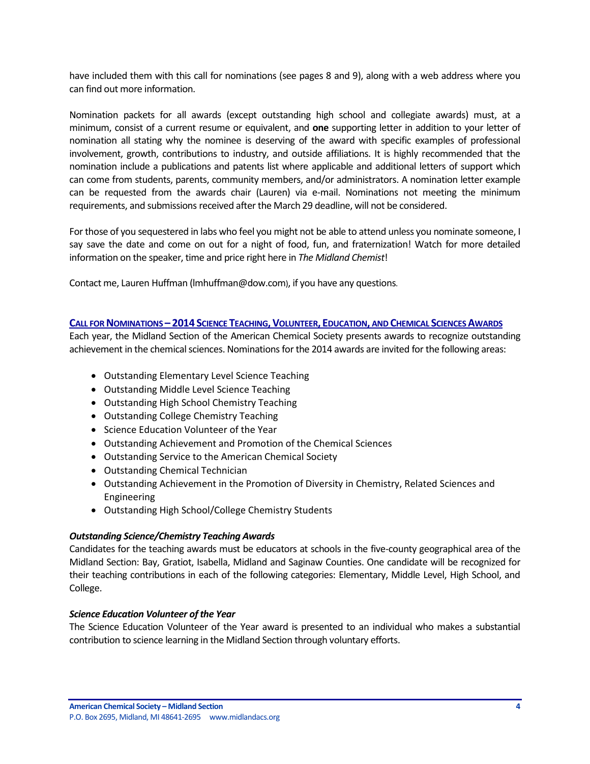have included them with this call for nominations (see pages 8 and 9), along with a web address where you can find out more information.

Nomination packets for all awards (except outstanding high school and collegiate awards) must, at a minimum, consist of a current resume or equivalent, and **one** supporting letter in addition to your letter of nomination all stating why the nominee is deserving of the award with specific examples of professional involvement, growth, contributions to industry, and outside affiliations. It is highly recommended that the nomination include a publications and patents list where applicable and additional letters of support which can come from students, parents, community members, and/or administrators. A nomination letter example can be requested from the awards chair (Lauren) via e-mail. Nominations not meeting the minimum requirements, and submissions received after the March 29 deadline, will not be considered.

For those of you sequestered in labs who feel you might not be able to attend unless you nominate someone, I say save the date and come on out for a night of food, fun, and fraternization! Watch for more detailed information on the speaker, time and price right here in *The Midland Chemist*!

Contact me, Lauren Huffman (lmhuffman@dow.com), if you have any questions.

## CALL FOR NOMINATIONS – 2014 SCIENCE TEACHING, VOLUNTEER, EDUCATION, AND CHEMICAL SCIENCES AWARDS

Each year, the Midland Section of the American Chemical Society presents awards to recognize outstanding achievement in the chemical sciences. Nominations for the 2014 awards are invited for the following areas:

- Outstanding Elementary Level Science Teaching
- Outstanding Middle Level Science Teaching
- Outstanding High School Chemistry Teaching
- Outstanding College Chemistry Teaching
- Science Education Volunteer of the Year
- Outstanding Achievement and Promotion of the Chemical Sciences
- Outstanding Service to the American Chemical Society
- Outstanding Chemical Technician
- Outstanding Achievement in the Promotion of Diversity in Chemistry, Related Sciences and Engineering
- Outstanding High School/College Chemistry Students

### *Outstanding Science/Chemistry Teaching Awards*

Candidates for the teaching awards must be educators at schools in the five-county geographical area of the Midland Section: Bay, Gratiot, Isabella, Midland and Saginaw Counties. One candidate will be recognized for their teaching contributions in each of the following categories: Elementary, Middle Level, High School, and College.

### *Science Education Volunteer of the Year*

The Science Education Volunteer of the Year award is presented to an individual who makes a substantial contribution to science learning in the Midland Section through voluntary efforts.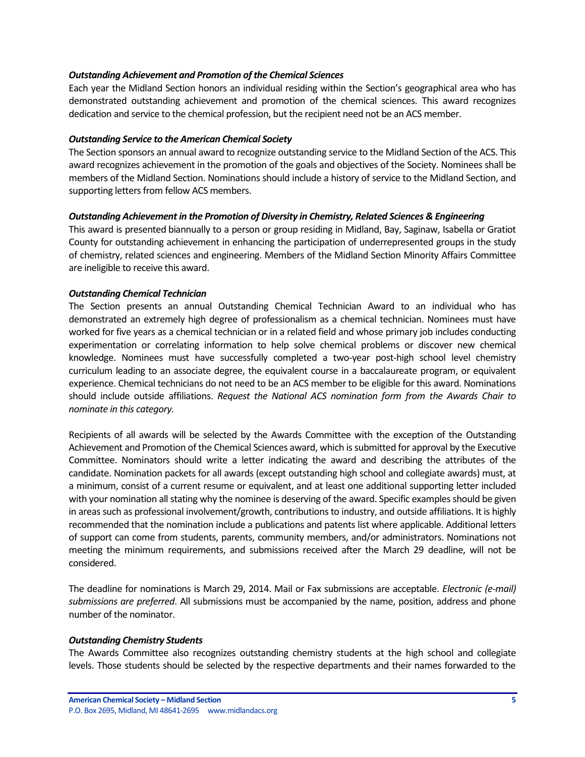### *Outstanding Achievement and Promotion of the Chemical Sciences*

Each year the Midland Section honors an individual residing within the Section's geographical area who has demonstrated outstanding achievement and promotion of the chemical sciences. This award recognizes dedication and service to the chemical profession, but the recipient need not be an ACS member.

### *Outstanding Service to the American Chemical Society*

The Section sponsors an annual award to recognize outstanding service to the Midland Section of the ACS. This award recognizes achievement in the promotion of the goals and objectives of the Society. Nominees shall be members of the Midland Section. Nominations should include a history of service to the Midland Section, and supporting letters from fellow ACS members.

### *Outstanding Achievement in the Promotion of Diversity in Chemistry, Related Sciences & Engineering*

This award is presented biannually to a person or group residing in Midland, Bay, Saginaw, Isabella or Gratiot County for outstanding achievement in enhancing the participation of underrepresented groups in the study of chemistry, related sciences and engineering. Members of the Midland Section Minority Affairs Committee are ineligible to receive this award.

### *Outstanding Chemical Technician*

The Section presents an annual Outstanding Chemical Technician Award to an individual who has demonstrated an extremely high degree of professionalism as a chemical technician. Nominees must have worked for five years as a chemical technician or in a related field and whose primary job includes conducting experimentation or correlating information to help solve chemical problems or discover new chemical knowledge. Nominees must have successfully completed a two-year post-high school level chemistry curriculum leading to an associate degree, the equivalent course in a baccalaureate program, or equivalent experience. Chemical technicians do not need to be an ACS member to be eligible for this award. Nominations should include outside affiliations. *Request the National ACS nomination form from the Awards Chair to nominate in this category.*

Recipients of all awards will be selected by the Awards Committee with the exception of the Outstanding Achievement and Promotion of the Chemical Sciences award, which is submitted for approval by the Executive Committee. Nominators should write a letter indicating the award and describing the attributes of the candidate. Nomination packets for all awards (except outstanding high school and collegiate awards) must, at a minimum, consist of a current resume or equivalent, and at least one additional supporting letter included with your nomination all stating why the nominee is deserving of the award. Specific examples should be given in areas such as professional involvement/growth, contributions to industry, and outside affiliations. It is highly recommended that the nomination include a publications and patents list where applicable. Additional letters of support can come from students, parents, community members, and/or administrators. Nominations not meeting the minimum requirements, and submissions received after the March 29 deadline, will not be considered.

The deadline for nominations is March 29, 2014. Mail or Fax submissions are acceptable. *Electronic (e-mail) submissions are preferred*. All submissions must be accompanied by the name, position, address and phone number of the nominator.

### *Outstanding Chemistry Students*

The Awards Committee also recognizes outstanding chemistry students at the high school and collegiate levels. Those students should be selected by the respective departments and their names forwarded to the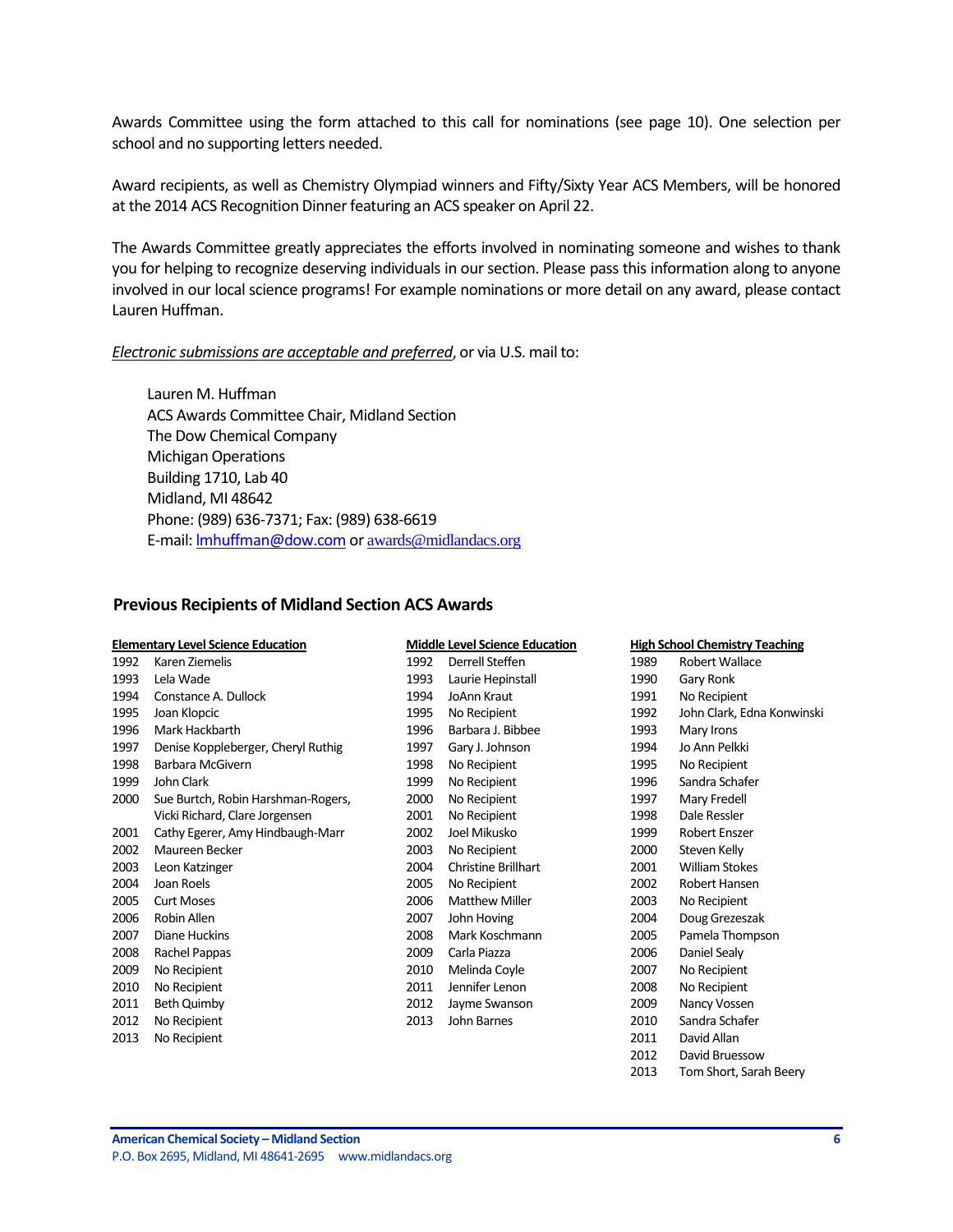Awards Committee using the form attached to this call for nominations (see page 10). One selection per school and no supporting letters needed.

Award recipients, as well as Chemistry Olympiad winners and Fifty/Sixty Year ACS Members, will be honored at the 2014 ACS Recognition Dinner featuring an ACS speaker on April 22.

The Awards Committee greatly appreciates the efforts involved in nominating someone and wishes to thank you for helping to recognize deserving individuals in our section. Please pass this information along to anyone involved in our local science programs! For example nominations or more detail on any award, please contact Lauren Huffman.

*Electronic submissions are acceptable and preferred*, or via U.S. mail to:

Lauren M. Huffman
ACS Awards Committee Chair, Midland Section
The Dow Chemical Company
Michigan Operations
Building 1710, Lab 40
Midland, MI 48642
Phone: (989) 636-7371; Fax: (989) 638-6619
E-mail: lmhuffman@dow.com or awards@midlandacs.org

## Previous Recipients of Midland Section ACS Awards

**Elementary Level Science Education**

| Year | Recipient |
|---|---|
| 1992 | Karen Ziemelis |
| 1993 | Lela Wade |
| 1994 | Constance A. Dullock |
| 1995 | Joan Klopcic |
| 1996 | Mark Hackbarth |
| 1997 | Denise Koppleberger, Cheryl Ruthig |
| 1998 | Barbara McGivern |
| 1999 | John Clark |
| 2000 | Sue Burtch, Robin Harshman-Rogers, Vicki Richard, Clare Jorgensen |
| 2001 | Cathy Egerer, Amy Hindbaugh-Marr |
| 2002 | Maureen Becker |
| 2003 | Leon Katzinger |
| 2004 | Joan Roels |
| 2005 | Curt Moses |
| 2006 | Robin Allen |
| 2007 | Diane Huckins |
| 2008 | Rachel Pappas |
| 2009 | No Recipient |
| 2010 | No Recipient |
| 2011 | Beth Quimby |
| 2012 | No Recipient |
| 2013 | No Recipient |

**Middle Level Science Education**

| Year | Recipient |
|---|---|
| 1992 | Derrell Steffen |
| 1993 | Laurie Hepinstall |
| 1994 | JoAnn Kraut |
| 1995 | No Recipient |
| 1996 | Barbara J. Bibbee |
| 1997 | Gary J. Johnson |
| 1998 | No Recipient |
| 1999 | No Recipient |
| 2000 | No Recipient |
| 2001 | No Recipient |
| 2002 | Joel Mikusko |
| 2003 | No Recipient |
| 2004 | Christine Brillhart |
| 2005 | No Recipient |
| 2006 | Matthew Miller |
| 2007 | John Hoving |
| 2008 | Mark Koschmann |
| 2009 | Carla Piazza |
| 2010 | Melinda Coyle |
| 2011 | Jennifer Lenon |
| 2012 | Jayme Swanson |
| 2013 | John Barnes |

**High School Chemistry Teaching**

| Year | Recipient |
|---|---|
| 1989 | Robert Wallace |
| 1990 | Gary Ronk |
| 1991 | No Recipient |
| 1992 | John Clark, Edna Konwinski |
| 1993 | Mary Irons |
| 1994 | Jo Ann Pelkki |
| 1995 | No Recipient |
| 1996 | Sandra Schafer |
| 1997 | Mary Fredell |
| 1998 | Dale Ressler |
| 1999 | Robert Enszer |
| 2000 | Steven Kelly |
| 2001 | William Stokes |
| 2002 | Robert Hansen |
| 2003 | No Recipient |
| 2004 | Doug Grezeszak |
| 2005 | Pamela Thompson |
| 2006 | Daniel Sealy |
| 2007 | No Recipient |
| 2008 | No Recipient |
| 2009 | Nancy Vossen |
| 2010 | Sandra Schafer |
| 2011 | David Allan |
| 2012 | David Bruessow |
| 2013 | Tom Short, Sarah Beery |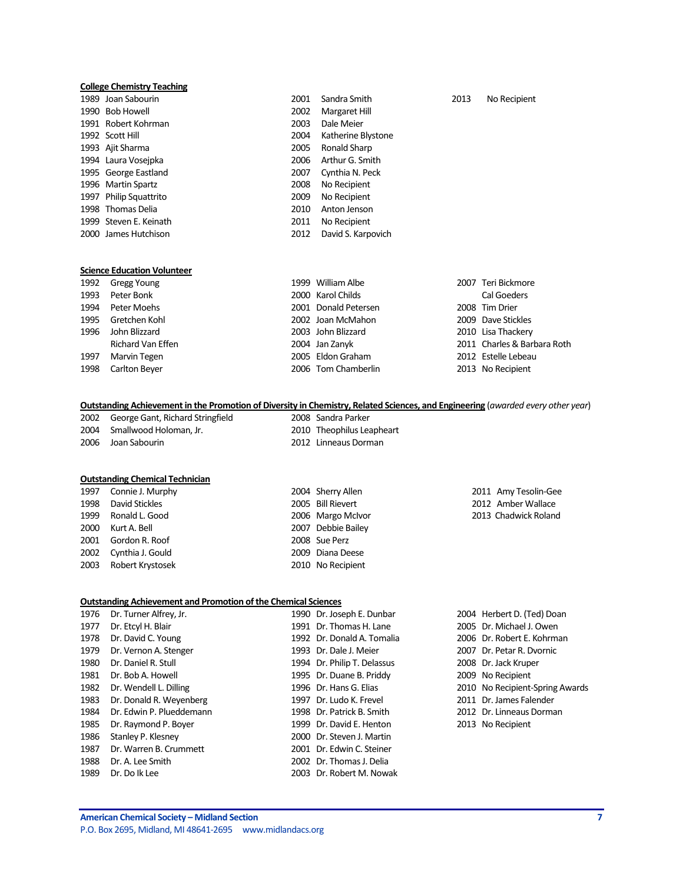**College Chemistry Teaching**

1989 Joan Sabourin
1990 Bob Howell
1991 Robert Kohrman
1992 Scott Hill
1993 Ajit Sharma
1994 Laura Vosejpka
1995 George Eastland
1996 Martin Spartz
1997 Philip Squattrito
1998 Thomas Delia
1999 Steven E. Keinath
2000 James Hutchison
2001 Sandra Smith
2002 Margaret Hill
2003 Dale Meier
2004 Katherine Blystone
2005 Ronald Sharp
2006 Arthur G. Smith
2007 Cynthia N. Peck
2008 No Recipient
2009 No Recipient
2010 Anton Jenson
2011 No Recipient
2012 David S. Karpovich
2013 No Recipient

**Science Education Volunteer**

1992 Gregg Young
1993 Peter Bonk
1994 Peter Moehs
1995 Gretchen Kohl
1996 John Blizzard
Richard Van Effen
1997 Marvin Tegen
1998 Carlton Beyer
1999 William Albe
2000 Karol Childs
2001 Donald Petersen
2002 Joan McMahon
2003 John Blizzard
2004 Jan Zanyk
2005 Eldon Graham
2006 Tom Chamberlin
2007 Teri Bickmore
Cal Goeders
2008 Tim Drier
2009 Dave Stickles
2010 Lisa Thackery
2011 Charles & Barbara Roth
2012 Estelle Lebeau
2013 No Recipient

**Outstanding Achievement in the Promotion of Diversity in Chemistry, Related Sciences, and Engineering** (*awarded every other year*)

2002 George Gant, Richard Stringfield
2004 Smallwood Holoman, Jr.
2006 Joan Sabourin
2008 Sandra Parker
2010 Theophilus Leapheart
2012 Linneaus Dorman

**Outstanding Chemical Technician**

1997 Connie J. Murphy
1998 David Stickles
1999 Ronald L. Good
2000 Kurt A. Bell
2001 Gordon R. Roof
2002 Cynthia J. Gould
2003 Robert Krystosek
2004 Sherry Allen
2005 Bill Rievert
2006 Margo McIvor
2007 Debbie Bailey
2008 Sue Perz
2009 Diana Deese
2010 No Recipient
2011 Amy Tesolin-Gee
2012 Amber Wallace
2013 Chadwick Roland

**Outstanding Achievement and Promotion of the Chemical Sciences**

1976 Dr. Turner Alfrey, Jr.
1977 Dr. Etcyl H. Blair
1978 Dr. David C. Young
1979 Dr. Vernon A. Stenger
1980 Dr. Daniel R. Stull
1981 Dr. Bob A. Howell
1982 Dr. Wendell L. Dilling
1983 Dr. Donald R. Weyenberg
1984 Dr. Edwin P. Plueddemann
1985 Dr. Raymond P. Boyer
1986 Stanley P. Klesney
1987 Dr. Warren B. Crummett
1988 Dr. A. Lee Smith
1989 Dr. Do Ik Lee
1990 Dr. Joseph E. Dunbar
1991 Dr. Thomas H. Lane
1992 Dr. Donald A. Tomalia
1993 Dr. Dale J. Meier
1994 Dr. Philip T. Delassus
1995 Dr. Duane B. Priddy
1996 Dr. Hans G. Elias
1997 Dr. Ludo K. Frevel
1998 Dr. Patrick B. Smith
1999 Dr. David E. Henton
2000 Dr. Steven J. Martin
2001 Dr. Edwin C. Steiner
2002 Dr. Thomas J. Delia
2003 Dr. Robert M. Nowak
2004 Herbert D. (Ted) Doan
2005 Dr. Michael J. Owen
2006 Dr. Robert E. Kohrman
2007 Dr. Petar R. Dvornic
2008 Dr. Jack Kruper
2009 No Recipient
2010 No Recipient-Spring Awards
2011 Dr. James Falender
2012 Dr. Linneaus Dorman
2013 No Recipient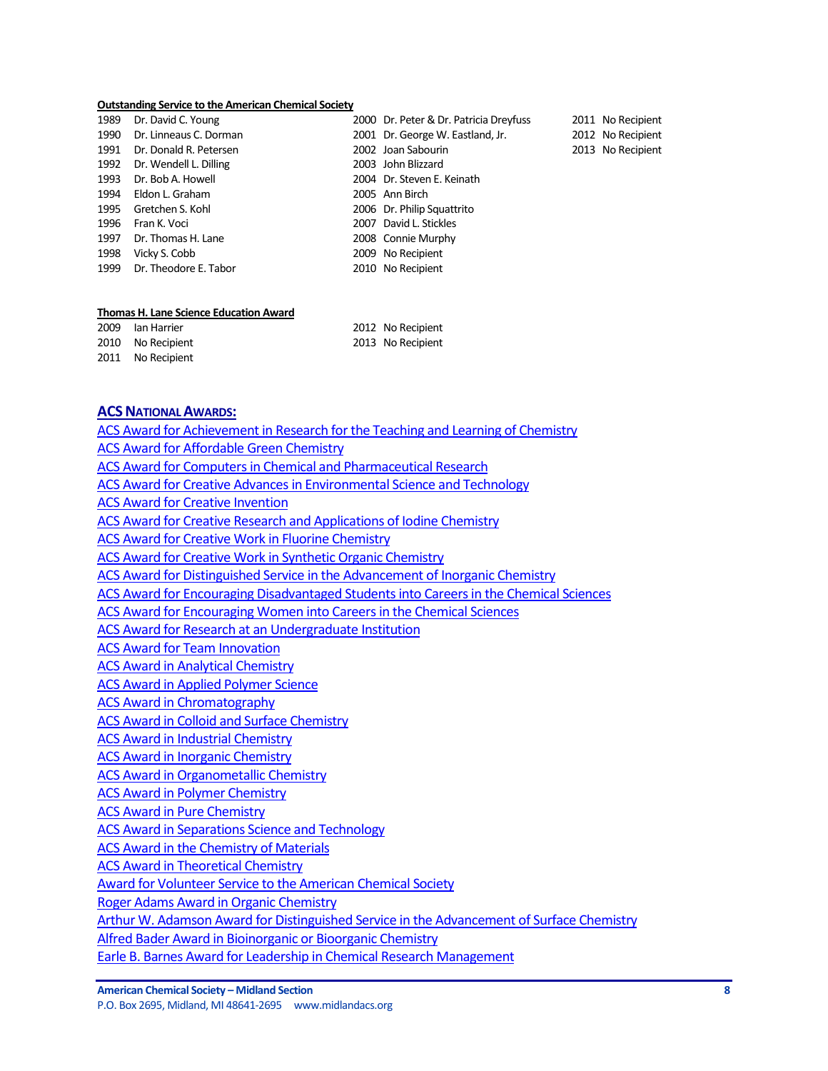**Outstanding Service to the American Chemical Society**

1989 Dr. David C. Young
1990 Dr. Linneaus C. Dorman
1991 Dr. Donald R. Petersen
1992 Dr. Wendell L. Dilling
1993 Dr. Bob A. Howell
1994 Eldon L. Graham
1995 Gretchen S. Kohl
1996 Fran K. Voci
1997 Dr. Thomas H. Lane
1998 Vicky S. Cobb
1999 Dr. Theodore E. Tabor
2000 Dr. Peter & Dr. Patricia Dreyfuss
2001 Dr. George W. Eastland, Jr.
2002 Joan Sabourin
2003 John Blizzard
2004 Dr. Steven E. Keinath
2005 Ann Birch
2006 Dr. Philip Squattrito
2007 David L. Stickles
2008 Connie Murphy
2009 No Recipient
2010 No Recipient
2011 No Recipient
2012 No Recipient
2013 No Recipient

**Thomas H. Lane Science Education Award**

2009 Ian Harrier
2010 No Recipient
2011 No Recipient
2012 No Recipient
2013 No Recipient

## ACS NATIONAL AWARDS:

ACS Award for Achievement in Research for the Teaching and Learning of Chemistry
ACS Award for Affordable Green Chemistry
ACS Award for Computers in Chemical and Pharmaceutical Research
ACS Award for Creative Advances in Environmental Science and Technology
ACS Award for Creative Invention
ACS Award for Creative Research and Applications of Iodine Chemistry
ACS Award for Creative Work in Fluorine Chemistry
ACS Award for Creative Work in Synthetic Organic Chemistry
ACS Award for Distinguished Service in the Advancement of Inorganic Chemistry
ACS Award for Encouraging Disadvantaged Students into Careers in the Chemical Sciences
ACS Award for Encouraging Women into Careers in the Chemical Sciences
ACS Award for Research at an Undergraduate Institution
ACS Award for Team Innovation
ACS Award in Analytical Chemistry
ACS Award in Applied Polymer Science
ACS Award in Chromatography
ACS Award in Colloid and Surface Chemistry
ACS Award in Industrial Chemistry
ACS Award in Inorganic Chemistry
ACS Award in Organometallic Chemistry
ACS Award in Polymer Chemistry
ACS Award in Pure Chemistry
ACS Award in Separations Science and Technology
ACS Award in the Chemistry of Materials
ACS Award in Theoretical Chemistry
Award for Volunteer Service to the American Chemical Society
Roger Adams Award in Organic Chemistry
Arthur W. Adamson Award for Distinguished Service in the Advancement of Surface Chemistry
Alfred Bader Award in Bioinorganic or Bioorganic Chemistry
Earle B. Barnes Award for Leadership in Chemical Research Management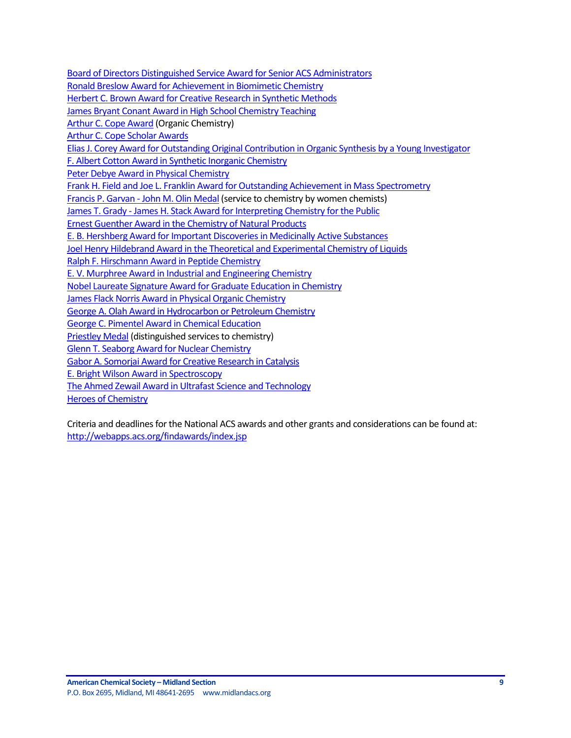[Board of Directors Distinguished Service Award for Senior ACS Administrators]
[Ronald Breslow Award for Achievement in Biomimetic Chemistry]
[Herbert C. Brown Award for Creative Research in Synthetic Methods]
[James Bryant Conant Award in High School Chemistry Teaching]
[Arthur C. Cope Award] (Organic Chemistry)
[Arthur C. Cope Scholar Awards]
[Elias J. Corey Award for Outstanding Original Contribution in Organic Synthesis by a Young Investigator]
[F. Albert Cotton Award in Synthetic Inorganic Chemistry]
[Peter Debye Award in Physical Chemistry]
[Frank H. Field and Joe L. Franklin Award for Outstanding Achievement in Mass Spectrometry]
[Francis P. Garvan - John M. Olin Medal] (service to chemistry by women chemists)
[James T. Grady - James H. Stack Award for Interpreting Chemistry for the Public]
[Ernest Guenther Award in the Chemistry of Natural Products]
[E. B. Hershberg Award for Important Discoveries in Medicinally Active Substances]
[Joel Henry Hildebrand Award in the Theoretical and Experimental Chemistry of Liquids]
[Ralph F. Hirschmann Award in Peptide Chemistry]
[E. V. Murphree Award in Industrial and Engineering Chemistry]
[Nobel Laureate Signature Award for Graduate Education in Chemistry]
[James Flack Norris Award in Physical Organic Chemistry]
[George A. Olah Award in Hydrocarbon or Petroleum Chemistry]
[George C. Pimentel Award in Chemical Education]
[Priestley Medal] (distinguished services to chemistry)
[Glenn T. Seaborg Award for Nuclear Chemistry]
[Gabor A. Somorjai Award for Creative Research in Catalysis]
[E. Bright Wilson Award in Spectroscopy]
[The Ahmed Zewail Award in Ultrafast Science and Technology]
[Heroes of Chemistry]

Criteria and deadlines for the National ACS awards and other grants and considerations can be found at:
http://webapps.acs.org/findawards/index.jsp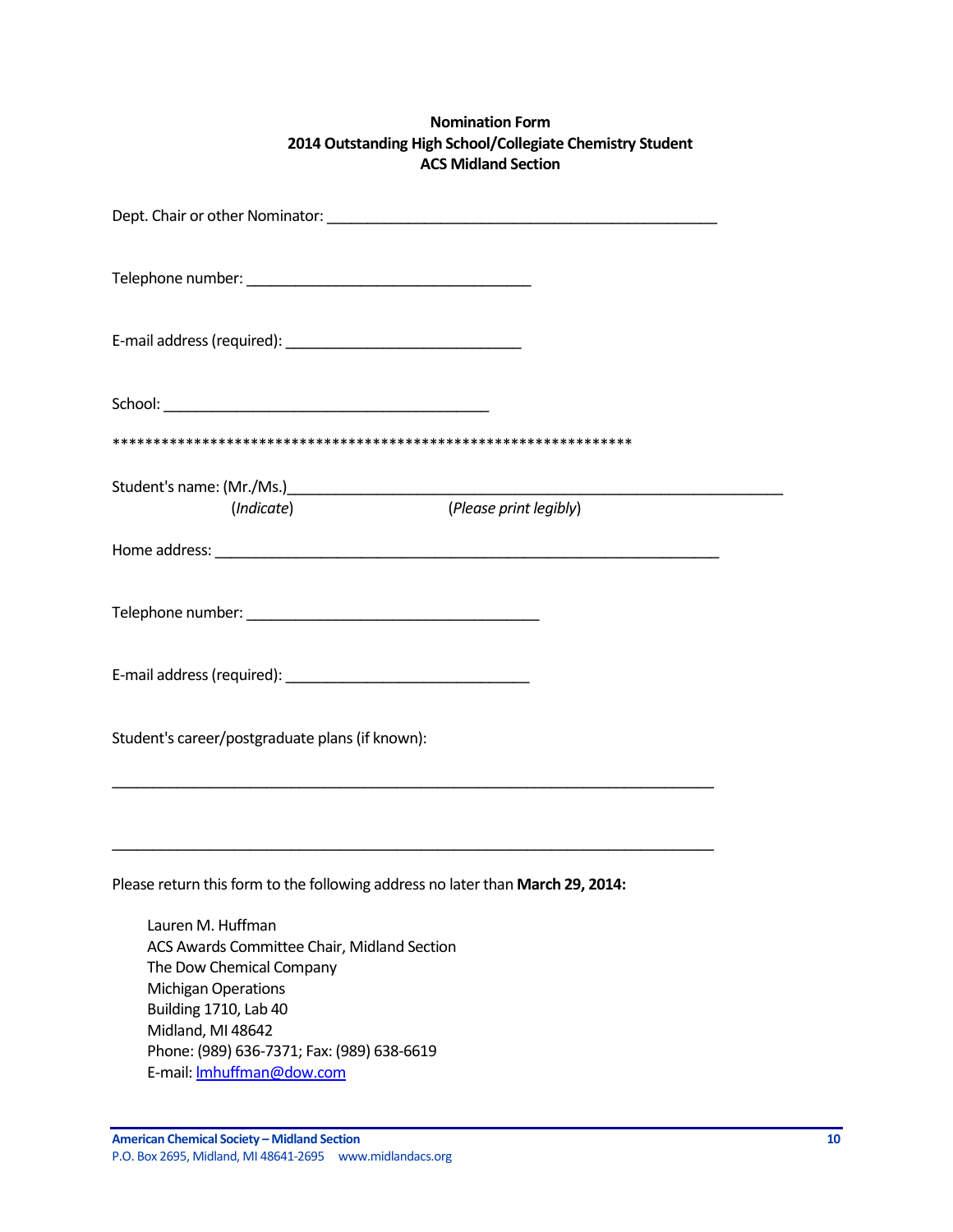**Nomination Form**
**2014 Outstanding High School/Collegiate Chemistry Student**
**ACS Midland Section**

Dept. Chair or other Nominator: ________________________________________________

Telephone number: ___________________________________

E-mail address (required): _____________________________

School: ________________________________________

*****************************************************************

Student's name: (Mr./Ms.)______________________________________________________________
(*Indicate*) (*Please print legibly*)

Home address: ______________________________________________________________

Telephone number: ____________________________________

E-mail address (required): ______________________________

Student's career/postgraduate plans (if known):

___________________________________________________________________________

___________________________________________________________________________

Please return this form to the following address no later than **March 29, 2014:**

Lauren M. Huffman
ACS Awards Committee Chair, Midland Section
The Dow Chemical Company
Michigan Operations
Building 1710, Lab 40
Midland, MI 48642
Phone: (989) 636-7371; Fax: (989) 638-6619
E-mail: lmhuffman@dow.com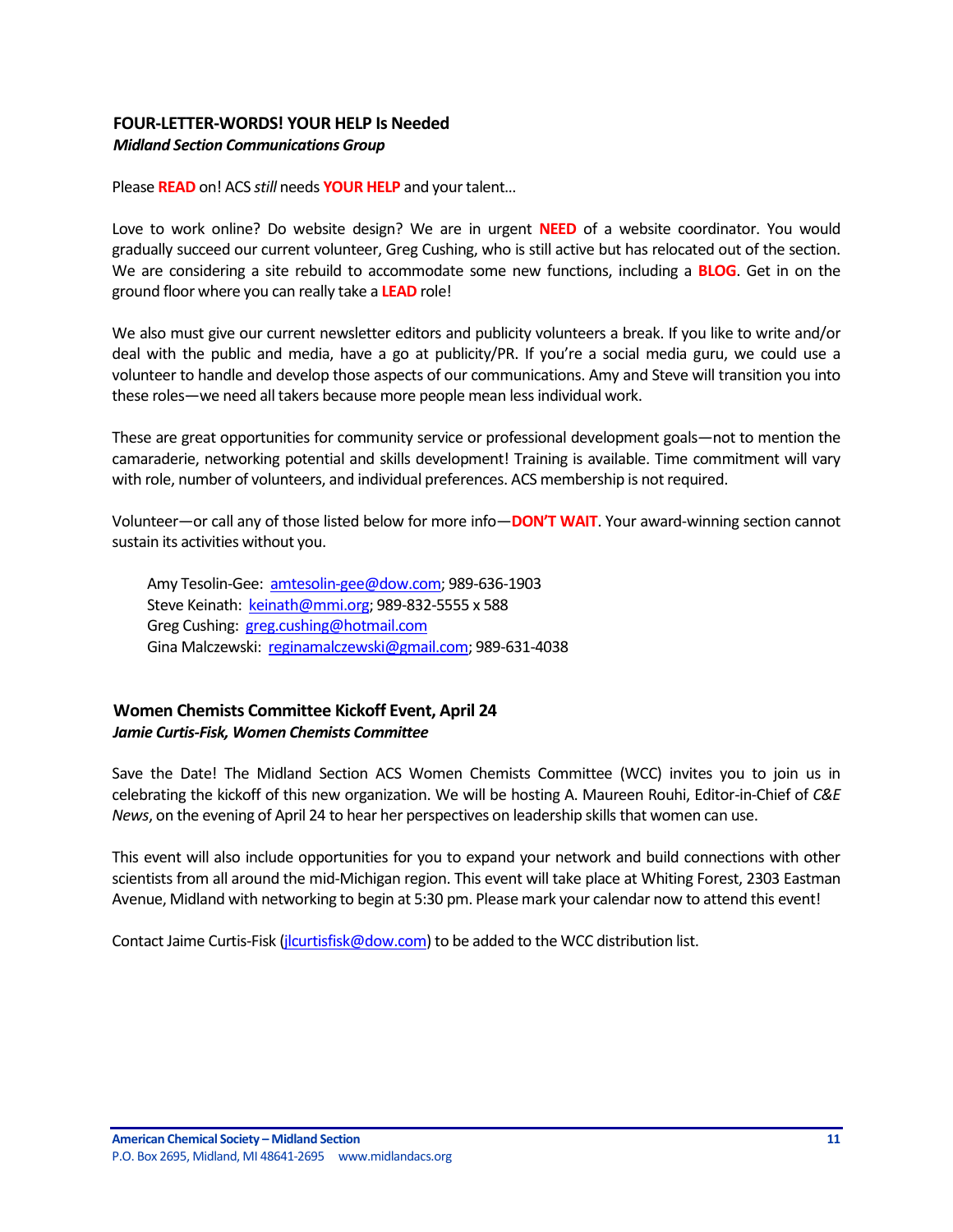## FOUR-LETTER-WORDS! YOUR HELP Is Needed

***Midland Section Communications Group***

Please **READ** on! ACS *still* needs **YOUR HELP** and your talent…

Love to work online? Do website design? We are in urgent **NEED** of a website coordinator. You would gradually succeed our current volunteer, Greg Cushing, who is still active but has relocated out of the section. We are considering a site rebuild to accommodate some new functions, including a **BLOG**. Get in on the ground floor where you can really take a **LEAD** role!

We also must give our current newsletter editors and publicity volunteers a break. If you like to write and/or deal with the public and media, have a go at publicity/PR. If you're a social media guru, we could use a volunteer to handle and develop those aspects of our communications. Amy and Steve will transition you into these roles—we need all takers because more people mean less individual work.

These are great opportunities for community service or professional development goals—not to mention the camaraderie, networking potential and skills development! Training is available. Time commitment will vary with role, number of volunteers, and individual preferences. ACS membership is not required.

Volunteer—or call any of those listed below for more info—**DON'T WAIT**. Your award-winning section cannot sustain its activities without you.

Amy Tesolin-Gee: amtesolin-gee@dow.com; 989-636-1903
Steve Keinath: keinath@mmi.org; 989-832-5555 x 588
Greg Cushing: greg.cushing@hotmail.com
Gina Malczewski: reginamalczewski@gmail.com; 989-631-4038

## Women Chemists Committee Kickoff Event, April 24

***Jamie Curtis-Fisk, Women Chemists Committee***

Save the Date! The Midland Section ACS Women Chemists Committee (WCC) invites you to join us in celebrating the kickoff of this new organization. We will be hosting A. Maureen Rouhi, Editor-in-Chief of *C&E News*, on the evening of April 24 to hear her perspectives on leadership skills that women can use.

This event will also include opportunities for you to expand your network and build connections with other scientists from all around the mid-Michigan region. This event will take place at Whiting Forest, 2303 Eastman Avenue, Midland with networking to begin at 5:30 pm. Please mark your calendar now to attend this event!

Contact Jaime Curtis-Fisk (jlcurtisfisk@dow.com) to be added to the WCC distribution list.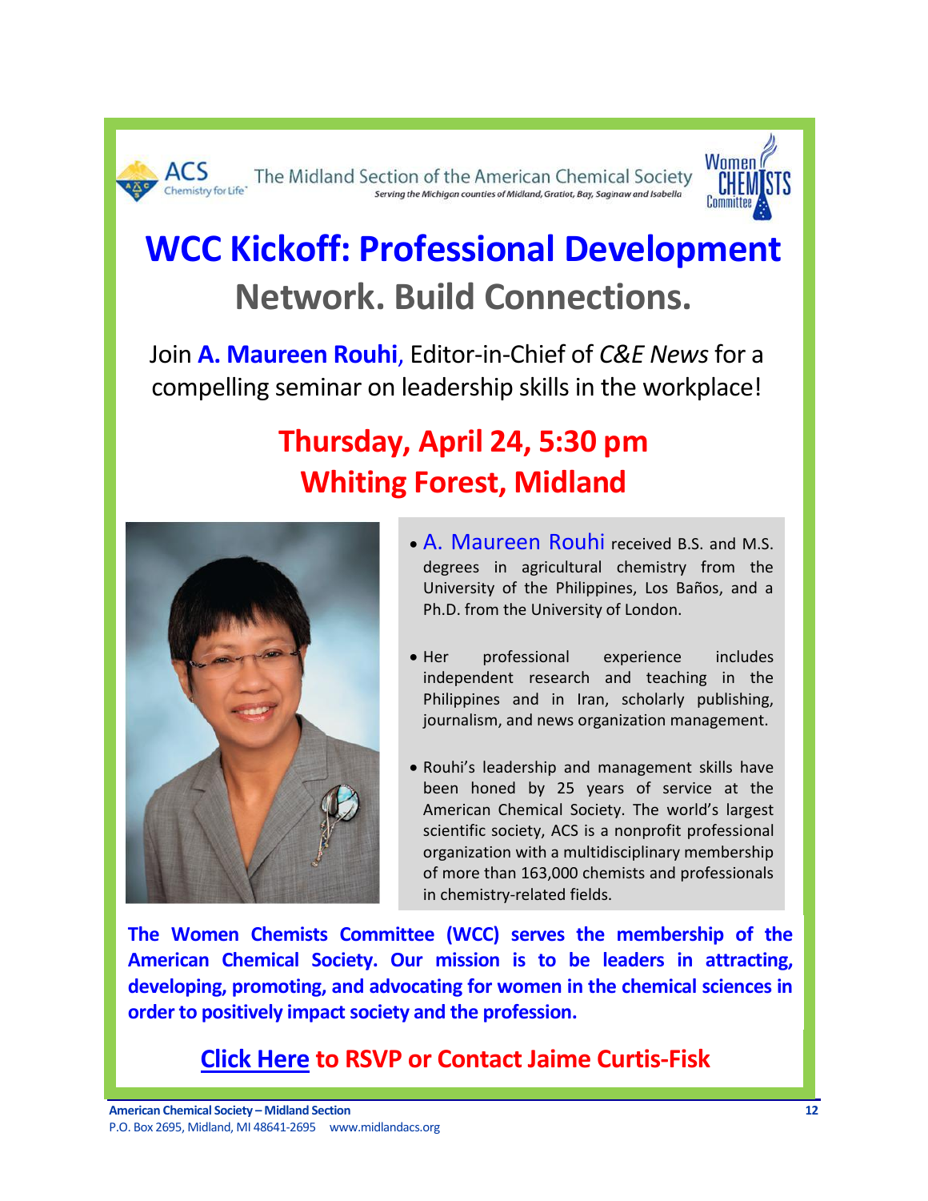ACS Chemistry for Life

The Midland Section of the American Chemical Society

*Serving the Michigan counties of Midland, Gratiot, Bay, Saginaw and Isabella*

Women Chemists Committee

# WCC Kickoff: Professional Development

## Network. Build Connections.

Join **A. Maureen Rouhi**, Editor-in-Chief of *C&E News* for a compelling seminar on leadership skills in the workplace!

## Thursday, April 24, 5:30 pm
## Whiting Forest, Midland

- A. Maureen Rouhi received B.S. and M.S. degrees in agricultural chemistry from the University of the Philippines, Los Baños, and a Ph.D. from the University of London.
- Her professional experience includes independent research and teaching in the Philippines and in Iran, scholarly publishing, journalism, and news organization management.
- Rouhi's leadership and management skills have been honed by 25 years of service at the American Chemical Society. The world's largest scientific society, ACS is a nonprofit professional organization with a multidisciplinary membership of more than 163,000 chemists and professionals in chemistry-related fields.

**The Women Chemists Committee (WCC) serves the membership of the American Chemical Society. Our mission is to be leaders in attracting, developing, promoting, and advocating for women in the chemical sciences in order to positively impact society and the profession.**

**Click Here to RSVP or Contact Jaime Curtis-Fisk**

**American Chemical Society – Midland Section**
P.O. Box 2695, Midland, MI 48641-2695 www.midlandacs.org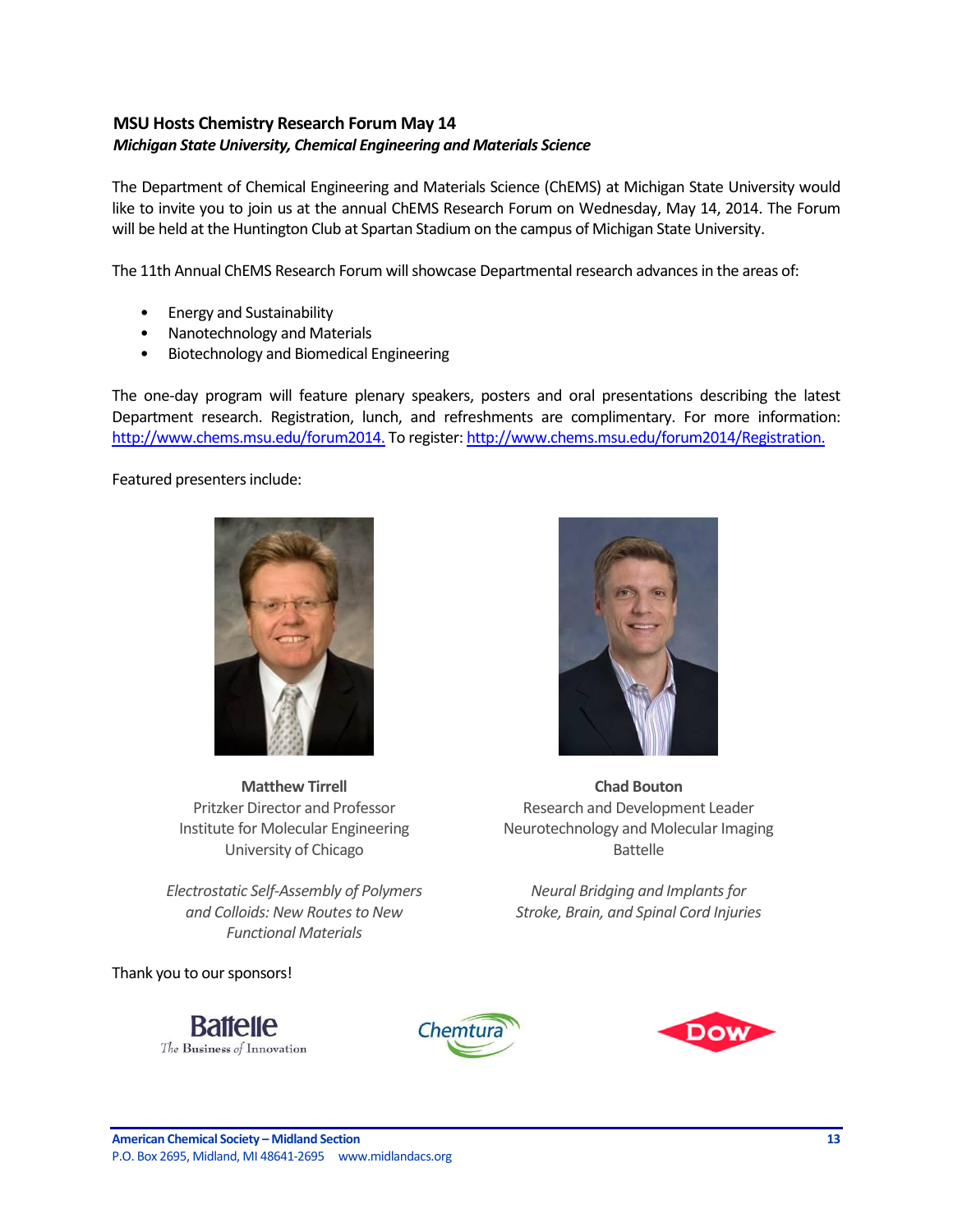## MSU Hosts Chemistry Research Forum May 14

***Michigan State University, Chemical Engineering and Materials Science***

The Department of Chemical Engineering and Materials Science (ChEMS) at Michigan State University would like to invite you to join us at the annual ChEMS Research Forum on Wednesday, May 14, 2014. The Forum will be held at the Huntington Club at Spartan Stadium on the campus of Michigan State University.

The 11th Annual ChEMS Research Forum will showcase Departmental research advances in the areas of:

- Energy and Sustainability
- Nanotechnology and Materials
- Biotechnology and Biomedical Engineering

The one-day program will feature plenary speakers, posters and oral presentations describing the latest Department research. Registration, lunch, and refreshments are complimentary. For more information: http://www.chems.msu.edu/forum2014. To register: http://www.chems.msu.edu/forum2014/Registration.

Featured presenters include:

**Matthew Tirrell**
Pritzker Director and Professor
Institute for Molecular Engineering
University of Chicago

*Electrostatic Self-Assembly of Polymers and Colloids: New Routes to New Functional Materials*

**Chad Bouton**
Research and Development Leader
Neurotechnology and Molecular Imaging
Battelle

*Neural Bridging and Implants for Stroke, Brain, and Spinal Cord Injuries*

Thank you to our sponsors!

Battelle — The Business of Innovation

Chemtura

Dow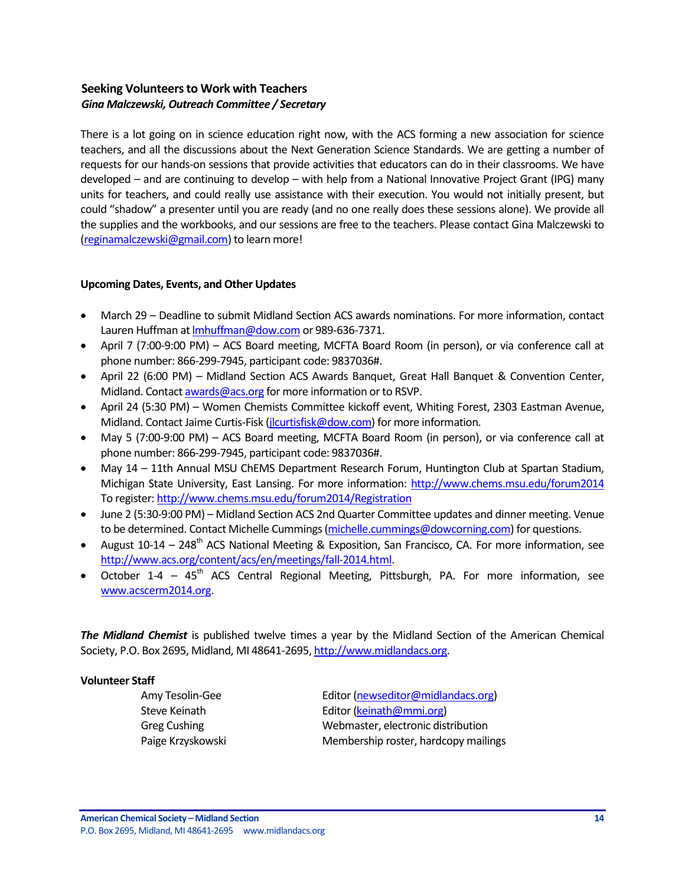### Seeking Volunteers to Work with Teachers

***Gina Malczewski, Outreach Committee / Secretary***

There is a lot going on in science education right now, with the ACS forming a new association for science teachers, and all the discussions about the Next Generation Science Standards. We are getting a number of requests for our hands-on sessions that provide activities that educators can do in their classrooms. We have developed – and are continuing to develop – with help from a National Innovative Project Grant (IPG) many units for teachers, and could really use assistance with their execution. You would not initially present, but could "shadow" a presenter until you are ready (and no one really does these sessions alone). We provide all the supplies and the workbooks, and our sessions are free to the teachers. Please contact Gina Malczewski to (reginamalczewski@gmail.com) to learn more!

### Upcoming Dates, Events, and Other Updates

- March 29 – Deadline to submit Midland Section ACS awards nominations. For more information, contact Lauren Huffman at lmhuffman@dow.com or 989-636-7371.
- April 7 (7:00-9:00 PM) – ACS Board meeting, MCFTA Board Room (in person), or via conference call at phone number: 866-299-7945, participant code: 9837036#.
- April 22 (6:00 PM) – Midland Section ACS Awards Banquet, Great Hall Banquet & Convention Center, Midland. Contact awards@acs.org for more information or to RSVP.
- April 24 (5:30 PM) – Women Chemists Committee kickoff event, Whiting Forest, 2303 Eastman Avenue, Midland. Contact Jaime Curtis-Fisk (jlcurtisfisk@dow.com) for more information.
- May 5 (7:00-9:00 PM) – ACS Board meeting, MCFTA Board Room (in person), or via conference call at phone number: 866-299-7945, participant code: 9837036#.
- May 14 – 11th Annual MSU ChEMS Department Research Forum, Huntington Club at Spartan Stadium, Michigan State University, East Lansing. For more information: http://www.chems.msu.edu/forum2014 To register: http://www.chems.msu.edu/forum2014/Registration
- June 2 (5:30-9:00 PM) – Midland Section ACS 2nd Quarter Committee updates and dinner meeting. Venue to be determined. Contact Michelle Cummings (michelle.cummings@dowcorning.com) for questions.
- August 10-14 – 248th ACS National Meeting & Exposition, San Francisco, CA. For more information, see http://www.acs.org/content/acs/en/meetings/fall-2014.html.
- October 1-4 – 45th ACS Central Regional Meeting, Pittsburgh, PA. For more information, see www.acscerm2014.org.

***The Midland Chemist*** is published twelve times a year by the Midland Section of the American Chemical Society, P.O. Box 2695, Midland, MI 48641-2695, http://www.midlandacs.org.

**Volunteer Staff**

| | |
|---|---|
| Amy Tesolin-Gee | Editor (newseditor@midlandacs.org) |
| Steve Keinath | Editor (keinath@mmi.org) |
| Greg Cushing | Webmaster, electronic distribution |
| Paige Krzyskowski | Membership roster, hardcopy mailings |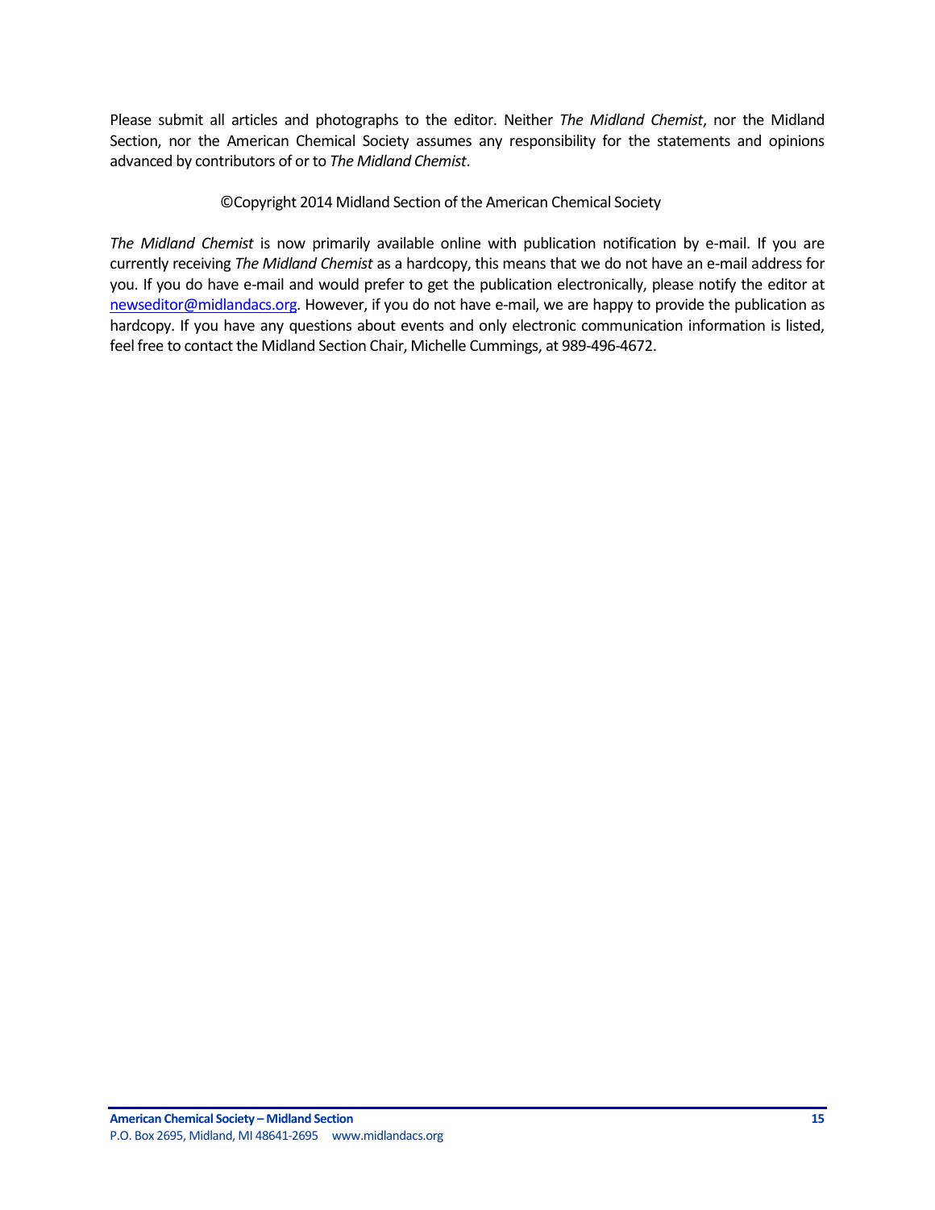Please submit all articles and photographs to the editor. Neither *The Midland Chemist*, nor the Midland Section, nor the American Chemical Society assumes any responsibility for the statements and opinions advanced by contributors of or to *The Midland Chemist*.

©Copyright 2014 Midland Section of the American Chemical Society

*The Midland Chemist* is now primarily available online with publication notification by e-mail. If you are currently receiving *The Midland Chemist* as a hardcopy, this means that we do not have an e-mail address for you. If you do have e-mail and would prefer to get the publication electronically, please notify the editor at newseditor@midlandacs.org. However, if you do not have e-mail, we are happy to provide the publication as hardcopy. If you have any questions about events and only electronic communication information is listed, feel free to contact the Midland Section Chair, Michelle Cummings, at 989-496-4672.